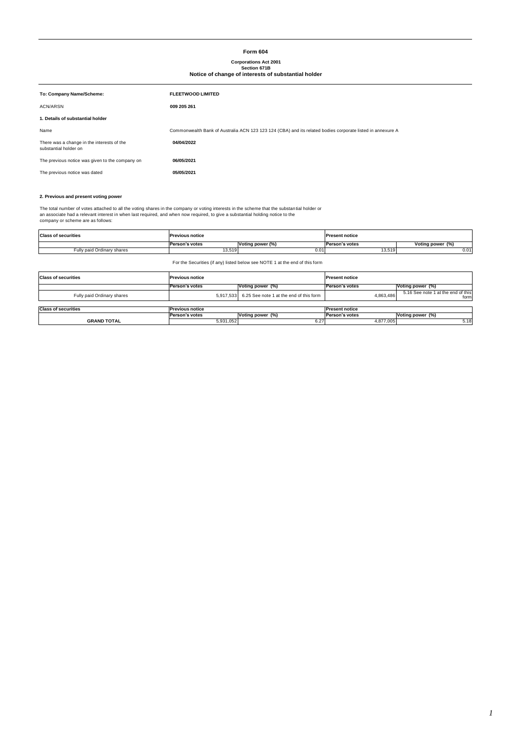# Form 604

**Corporations Act 2001**
**Section 671B**
**Notice of change of interests of substantial holder**

| | |
|---|---|
| **To: Company Name/Scheme:** | **FLEETWOOD LIMITED** |
| ACN/ARSN | **009 205 261** |

**1. Details of substantial holder**

| | |
|---|---|
| Name | Commonwealth Bank of Australia ACN 123 123 124 (CBA) and its related bodies corporate listed in annexure A |
| There was a change in the interests of the substantial holder on | **04/04/2022** |
| The previous notice was given to the company on | **06/05/2021** |
| The previous notice was dated | **05/05/2021** |

**2. Previous and present voting power**

The total number of votes attached to all the voting shares in the company or voting interests in the scheme that the substantial holder or an associate had a relevant interest in when last required, and when now required, to give a substantial holding notice to the company or scheme are as follows:

| **Class of securities** | **Previous notice** | | **Present notice** | |
|---|---|---|---|---|
| | **Person's votes** | **Voting power (%)** | **Person's votes** | **Voting power (%)** |
| Fully paid Ordinary shares | 13,519 | 0.01 | 13,519 | 0.01 |

For the Securities (if any) listed below see NOTE 1 at the end of this form

| **Class of securities** | **Previous notice** | | **Present notice** | |
|---|---|---|---|---|
| | **Person's votes** | **Voting power (%)** | **Person's votes** | **Voting power (%)** |
| Fully paid Ordinary shares | 5,917,533 | 6.25 See note 1 at the end of this form | 4,863,486 | 5.16 See note 1 at the end of this form |

| **Class of securities** | **Previous notice** | | **Present notice** | |
|---|---|---|---|---|
| | **Person's votes** | **Voting power (%)** | **Person's votes** | **Voting power (%)** |
| **GRAND TOTAL** | 5,931,052 | 6.27 | 4,877,005 | 5.18 |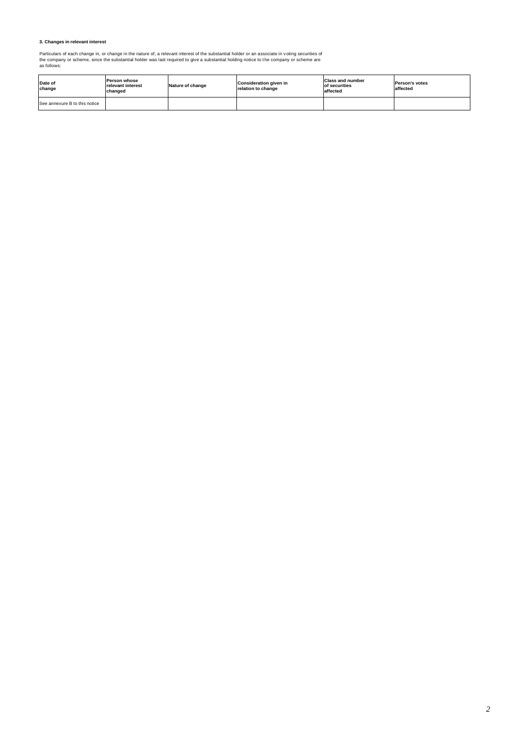**3. Changes in relevant interest**

Particulars of each change in, or change in the nature of, a relevant interest of the substantial holder or an associate in voting securities of the company or scheme, since the substantial holder was last required to give a substantial holding notice to the company or scheme are as follows:

| Date of change | Person whose relevant interest changed | Nature of change | Consideration given in relation to change | Class and number of securities affected | Person's votes affected |
|---|---|---|---|---|---|
| See annexure B to this notice | | | | | |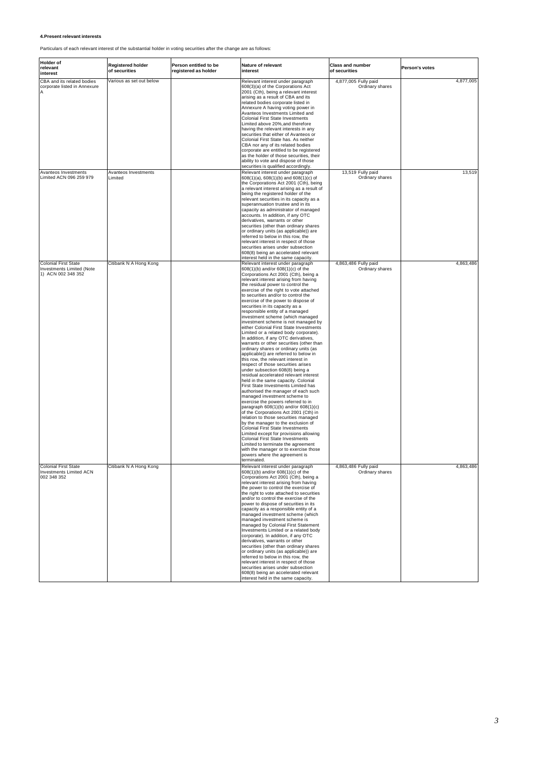#### 4.Present relevant interests

Particulars of each relevant interest of the substantial holder in voting securities after the change are as follows:

| Holder of relevant interest | Registered holder of securities | Person entitled to be registered as holder | Nature of relevant interest | Class and number of securities | Person's votes |
|---|---|---|---|---|---|
| CBA and its related bodies corporate listed in Annexure A | Various as set out below | | Relevant interest under paragraph 608(3)(a) of the Corporations Act 2001 (Cth), being a relevant interest arising as a result of CBA and its related bodies corporate listed in Annexure A having voting power in Avanteos Investments Limited and Colonial First State Investments Limited above 20%,and therefore having the relevant interests in any securities that either of Avanteos or Colonial First State has. As neither CBA nor any of its related bodies corporate are entitled to be registered as the holder of those securities, their ability to vote and dispose of those securities is qualified accordingly. | 4,877,005 Fully paid Ordinary shares | 4,877,005 |
| Avanteos Investments Limited ACN 096 259 979 | Avanteos Investments Limited | | Relevant interest under paragraph 608(1)(a), 608(1)(b) and 608(1)(c) of the Corporations Act 2001 (Cth), being a relevant interest arising as a result of being the registered holder of the relevant securities in its capacity as a superannuation trustee and in its capacity as administrator of managed accounts. In addition, if any OTC derivatives, warrants or other securities (other than ordinary shares or ordinary units (as applicable)) are referred to below in this row, the relevant interest in respect of those securities arises under subsection 608(8) being an accelerated relevant interest held in the same capacity. | 13,519 Fully paid Ordinary shares | 13,519 |
| Colonial First State Investments Limited (Note 1) ACN 002 348 352 | Citibank N A Hong Kong | | Relevant interest under paragraph 608(1)(b) and/or 608(1)(c) of the Corporations Act 2001 (Cth), being a relevant interest arising from having the residual power to control the exercise of the right to vote attached to securities and/or to control the exercise of the power to dispose of securities in its capacity as a responsible entity of a managed investment scheme (which managed investment scheme is not managed by either Colonial First State Investments Limited or a related body corporate). In addition, if any OTC derivatives, warrants or other securities (other than ordinary shares or ordinary units (as applicable)) are referred to below in this row, the relevant interest in respect of those securities arises under subsection 608(8) being a residual accelerated relevant interest held in the same capacity. Colonial First State Investments Limited has authorised the manager of each such managed investment scheme to exercise the powers referred to in paragraph 608(1)(b) and/or 608(1)(c) of the Corporations Act 2001 (Cth) in relation to those securities managed by the manager to the exclusion of Colonial First State Investments Limited except for provisions allowing Colonial First State Investments Limited to terminate the agreement with the manager or to exercise those powers where the agreement is terminated. | 4,863,486 Fully paid Ordinary shares | 4,863,486 |
| Colonial First State Investments Limited ACN 002 348 352 | Citibank N A Hong Kong | | Relevant interest under paragraph 608(1)(b) and/or 608(1)(c) of the Corporations Act 2001 (Cth), being a relevant interest arising from having the power to control the exercise of the right to vote attached to securities and/or to control the exercise of the power to dispose of securities in its capacity as a responsible entity of a managed investment scheme (which managed investment scheme is managed by Colonial First Statement Investments Limited or a related body corporate). In addition, if any OTC derivatives, warrants or other securities (other than ordinary shares or ordinary units (as applicable)) are referred to below in this row, the relevant interest in respect of those securities arises under subsection 608(8) being an accelerated relevant interest held in the same capacity. | 4,863,486 Fully paid Ordinary shares | 4,863,486 |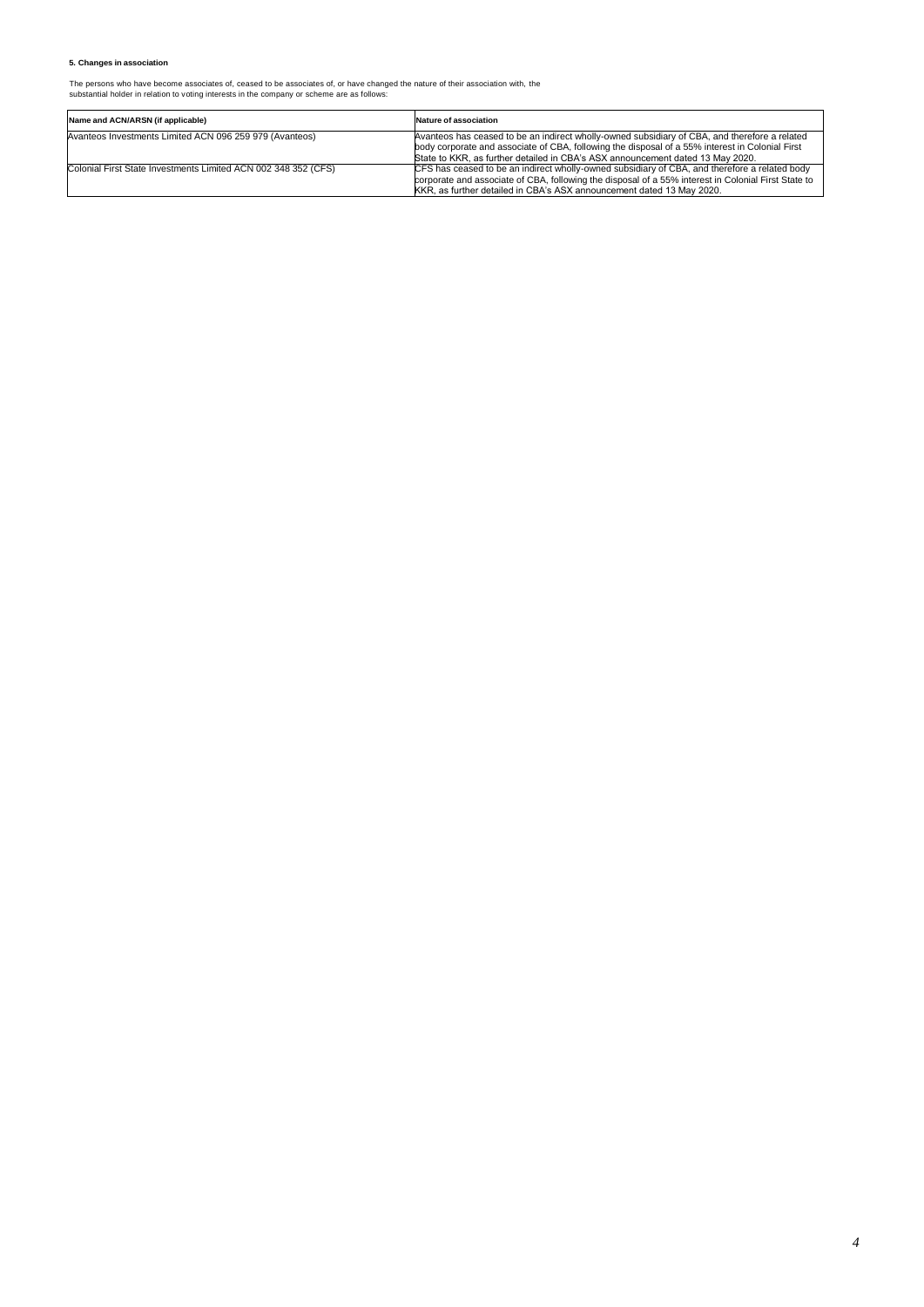**5. Changes in association**

The persons who have become associates of, ceased to be associates of, or have changed the nature of their association with, the substantial holder in relation to voting interests in the company or scheme are as follows:

| Name and ACN/ARSN (if applicable) | Nature of association |
|---|---|
| Avanteos Investments Limited ACN 096 259 979 (Avanteos) | Avanteos has ceased to be an indirect wholly-owned subsidiary of CBA, and therefore a related body corporate and associate of CBA, following the disposal of a 55% interest in Colonial First State to KKR, as further detailed in CBA's ASX announcement dated 13 May 2020. |
| Colonial First State Investments Limited ACN 002 348 352 (CFS) | CFS has ceased to be an indirect wholly-owned subsidiary of CBA, and therefore a related body corporate and associate of CBA, following the disposal of a 55% interest in Colonial First State to KKR, as further detailed in CBA's ASX announcement dated 13 May 2020. |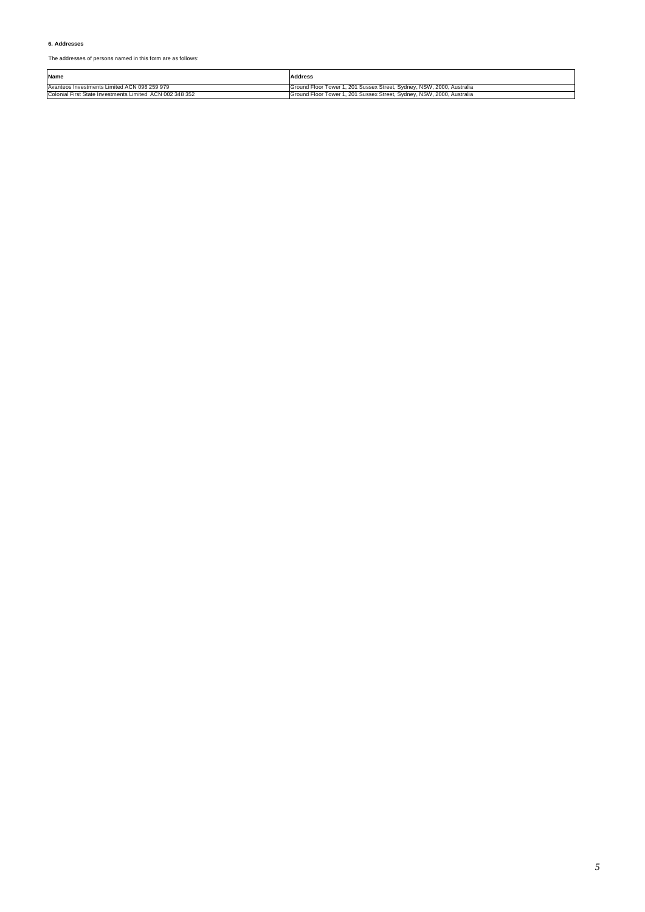**6. Addresses**

The addresses of persons named in this form are as follows:

| Name | Address |
|---|---|
| Avanteos Investments Limited ACN 096 259 979 | Ground Floor Tower 1, 201 Sussex Street, Sydney, NSW, 2000, Australia |
| Colonial First State Investments Limited ACN 002 348 352 | Ground Floor Tower 1, 201 Sussex Street, Sydney, NSW, 2000, Australia |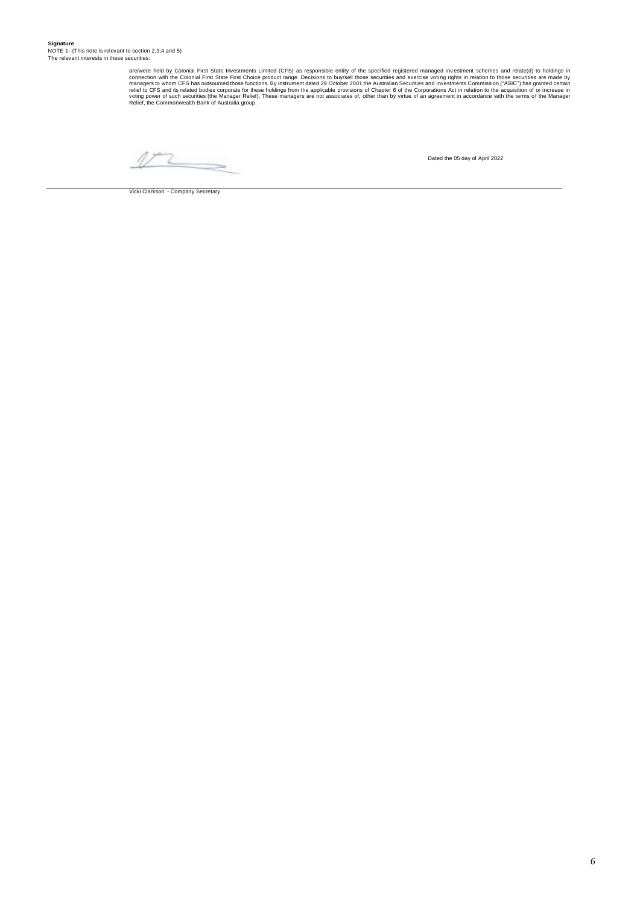**Signature**

NOTE 1--(This note is relevant to section 2,3,4 and 5)

The relevant interests in these securities:

are/were held by Colonial First State Investments Limited (CFS) as responsible entity of the specified registered managed investment schemes and relate(d) to holdings in connection with the Colonial First State First Choice product range. Decisions to buy/sell those securities and exercise voting rights in relation to those securities are made by managers to whom CFS has outsourced those functions. By instrument dated 29 October 2001 the Australian Securities and Investments Commission ("ASIC") has granted certain relief to CFS and its related bodies corporate for these holdings from the applicable provisions of Chapter 6 of the Corporations Act in relation to the acquisition of or increase in voting power of such securities (the Manager Relief). These managers are not associates of, other than by virtue of an agreement in accordance with the terms of the Manager Relief, the Commonwealth Bank of Australia group.

Dated the 05 day of April 2022

Vicki Clarkson - Company Secretary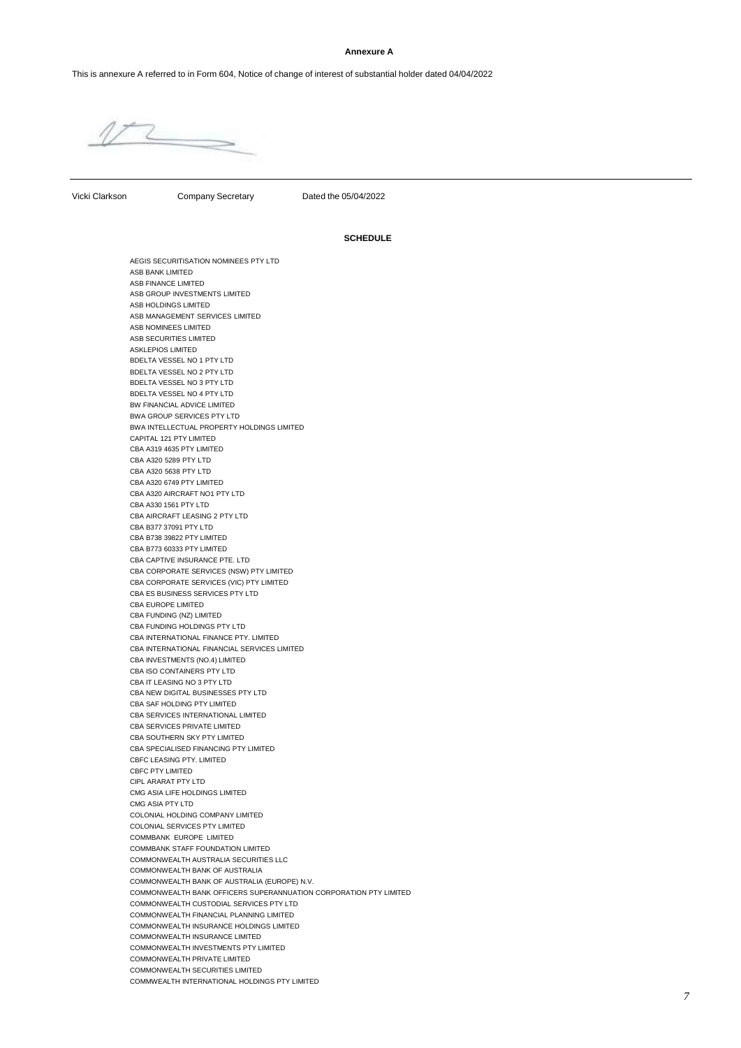**Annexure A**

This is annexure A referred to in Form 604, Notice of change of interest of substantial holder dated 04/04/2022

Vicki Clarkson Company Secretary Dated the 05/04/2022

**SCHEDULE**

AEGIS SECURITISATION NOMINEES PTY LTD
ASB BANK LIMITED
ASB FINANCE LIMITED
ASB GROUP INVESTMENTS LIMITED
ASB HOLDINGS LIMITED
ASB MANAGEMENT SERVICES LIMITED
ASB NOMINEES LIMITED
ASB SECURITIES LIMITED
ASKLEPIOS LIMITED
BDELTA VESSEL NO 1 PTY LTD
BDELTA VESSEL NO 2 PTY LTD
BDELTA VESSEL NO 3 PTY LTD
BDELTA VESSEL NO 4 PTY LTD
BW FINANCIAL ADVICE LIMITED
BWA GROUP SERVICES PTY LTD
BWA INTELLECTUAL PROPERTY HOLDINGS LIMITED
CAPITAL 121 PTY LIMITED
CBA A319 4635 PTY LIMITED
CBA A320 5289 PTY LTD
CBA A320 5638 PTY LTD
CBA A320 6749 PTY LIMITED
CBA A320 AIRCRAFT NO1 PTY LTD
CBA A330 1561 PTY LTD
CBA AIRCRAFT LEASING 2 PTY LTD
CBA B377 37091 PTY LTD
CBA B738 39822 PTY LIMITED
CBA B773 60333 PTY LIMITED
CBA CAPTIVE INSURANCE PTE. LTD
CBA CORPORATE SERVICES (NSW) PTY LIMITED
CBA CORPORATE SERVICES (VIC) PTY LIMITED
CBA ES BUSINESS SERVICES PTY LTD
CBA EUROPE LIMITED
CBA FUNDING (NZ) LIMITED
CBA FUNDING HOLDINGS PTY LTD
CBA INTERNATIONAL FINANCE PTY. LIMITED
CBA INTERNATIONAL FINANCIAL SERVICES LIMITED
CBA INVESTMENTS (NO.4) LIMITED
CBA ISO CONTAINERS PTY LTD
CBA IT LEASING NO 3 PTY LTD
CBA NEW DIGITAL BUSINESSES PTY LTD
CBA SAF HOLDING PTY LIMITED
CBA SERVICES INTERNATIONAL LIMITED
CBA SERVICES PRIVATE LIMITED
CBA SOUTHERN SKY PTY LIMITED
CBA SPECIALISED FINANCING PTY LIMITED
CBFC LEASING PTY. LIMITED
CBFC PTY LIMITED
CIPL ARARAT PTY LTD
CMG ASIA LIFE HOLDINGS LIMITED
CMG ASIA PTY LTD
COLONIAL HOLDING COMPANY LIMITED
COLONIAL SERVICES PTY LIMITED
COMMBANK EUROPE LIMITED
COMMBANK STAFF FOUNDATION LIMITED
COMMONWEALTH AUSTRALIA SECURITIES LLC
COMMONWEALTH BANK OF AUSTRALIA
COMMONWEALTH BANK OF AUSTRALIA (EUROPE) N.V.
COMMONWEALTH BANK OFFICERS SUPERANNUATION CORPORATION PTY LIMITED
COMMONWEALTH CUSTODIAL SERVICES PTY LTD
COMMONWEALTH FINANCIAL PLANNING LIMITED
COMMONWEALTH INSURANCE HOLDINGS LIMITED
COMMONWEALTH INSURANCE LIMITED
COMMONWEALTH INVESTMENTS PTY LIMITED
COMMONWEALTH PRIVATE LIMITED
COMMONWEALTH SECURITIES LIMITED
COMMWEALTH INTERNATIONAL HOLDINGS PTY LIMITED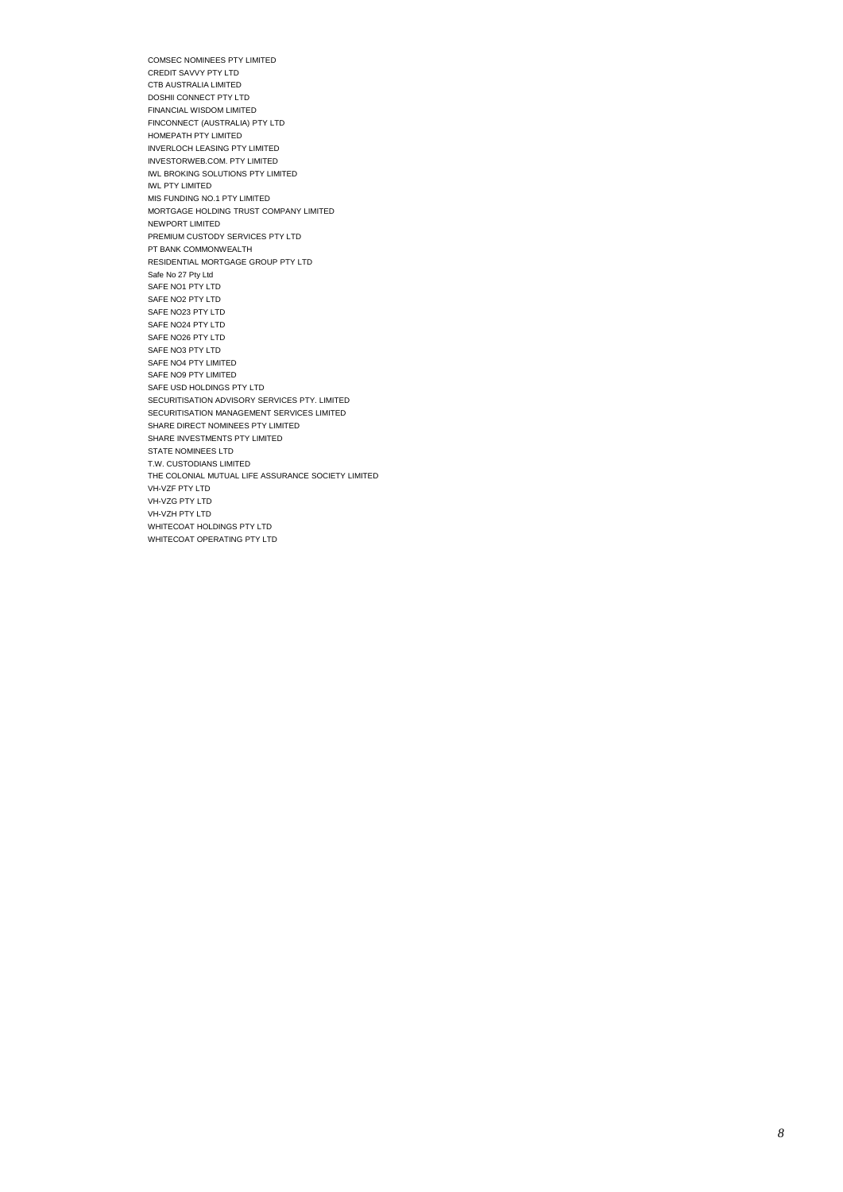COMSEC NOMINEES PTY LIMITED
CREDIT SAVVY PTY LTD
CTB AUSTRALIA LIMITED
DOSHII CONNECT PTY LTD
FINANCIAL WISDOM LIMITED
FINCONNECT (AUSTRALIA) PTY LTD
HOMEPATH PTY LIMITED
INVERLOCH LEASING PTY LIMITED
INVESTORWEB.COM. PTY LIMITED
IWL BROKING SOLUTIONS PTY LIMITED
IWL PTY LIMITED
MIS FUNDING NO.1 PTY LIMITED
MORTGAGE HOLDING TRUST COMPANY LIMITED
NEWPORT LIMITED
PREMIUM CUSTODY SERVICES PTY LTD
PT BANK COMMONWEALTH
RESIDENTIAL MORTGAGE GROUP PTY LTD
Safe No 27 Pty Ltd
SAFE NO1 PTY LTD
SAFE NO2 PTY LTD
SAFE NO23 PTY LTD
SAFE NO24 PTY LTD
SAFE NO26 PTY LTD
SAFE NO3 PTY LTD
SAFE NO4 PTY LIMITED
SAFE NO9 PTY LIMITED
SAFE USD HOLDINGS PTY LTD
SECURITISATION ADVISORY SERVICES PTY. LIMITED
SECURITISATION MANAGEMENT SERVICES LIMITED
SHARE DIRECT NOMINEES PTY LIMITED
SHARE INVESTMENTS PTY LIMITED
STATE NOMINEES LTD
T.W. CUSTODIANS LIMITED
THE COLONIAL MUTUAL LIFE ASSURANCE SOCIETY LIMITED
VH-VZF PTY LTD
VH-VZG PTY LTD
VH-VZH PTY LTD
WHITECOAT HOLDINGS PTY LTD
WHITECOAT OPERATING PTY LTD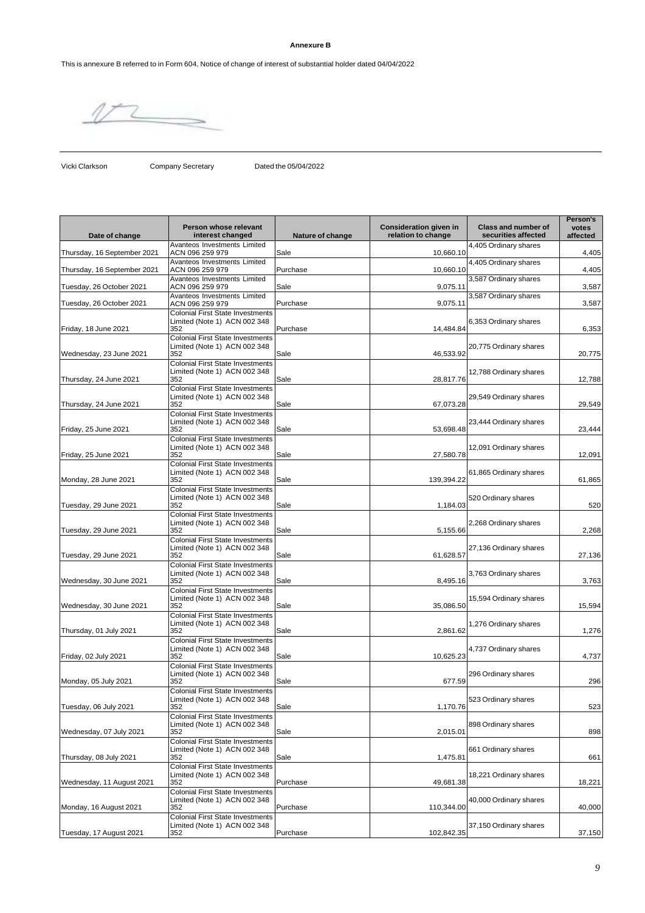**Annexure B**

This is annexure B referred to in Form 604, Notice of change of interest of substantial holder dated 04/04/2022

Vicki Clarkson Company Secretary Dated the 05/04/2022

| Date of change | Person whose relevant interest changed | Nature of change | Consideration given in relation to change | Class and number of securities affected | Person's votes affected |
|---|---|---|---|---|---|
| Thursday, 16 September 2021 | Avanteos Investments Limited ACN 096 259 979 | Sale | 10,660.10 | 4,405 Ordinary shares | 4,405 |
| Thursday, 16 September 2021 | Avanteos Investments Limited ACN 096 259 979 | Purchase | 10,660.10 | 4,405 Ordinary shares | 4,405 |
| Tuesday, 26 October 2021 | Avanteos Investments Limited ACN 096 259 979 | Sale | 9,075.11 | 3,587 Ordinary shares | 3,587 |
| Tuesday, 26 October 2021 | Avanteos Investments Limited ACN 096 259 979 | Purchase | 9,075.11 | 3,587 Ordinary shares | 3,587 |
| Friday, 18 June 2021 | Colonial First State Investments Limited (Note 1) ACN 002 348 352 | Purchase | 14,484.84 | 6,353 Ordinary shares | 6,353 |
| Wednesday, 23 June 2021 | Colonial First State Investments Limited (Note 1) ACN 002 348 352 | Sale | 46,533.92 | 20,775 Ordinary shares | 20,775 |
| Thursday, 24 June 2021 | Colonial First State Investments Limited (Note 1) ACN 002 348 352 | Sale | 28,817.76 | 12,788 Ordinary shares | 12,788 |
| Thursday, 24 June 2021 | Colonial First State Investments Limited (Note 1) ACN 002 348 352 | Sale | 67,073.28 | 29,549 Ordinary shares | 29,549 |
| Friday, 25 June 2021 | Colonial First State Investments Limited (Note 1) ACN 002 348 352 | Sale | 53,698.48 | 23,444 Ordinary shares | 23,444 |
| Friday, 25 June 2021 | Colonial First State Investments Limited (Note 1) ACN 002 348 352 | Sale | 27,580.78 | 12,091 Ordinary shares | 12,091 |
| Monday, 28 June 2021 | Colonial First State Investments Limited (Note 1) ACN 002 348 352 | Sale | 139,394.22 | 61,865 Ordinary shares | 61,865 |
| Tuesday, 29 June 2021 | Colonial First State Investments Limited (Note 1) ACN 002 348 352 | Sale | 1,184.03 | 520 Ordinary shares | 520 |
| Tuesday, 29 June 2021 | Colonial First State Investments Limited (Note 1) ACN 002 348 352 | Sale | 5,155.66 | 2,268 Ordinary shares | 2,268 |
| Tuesday, 29 June 2021 | Colonial First State Investments Limited (Note 1) ACN 002 348 352 | Sale | 61,628.57 | 27,136 Ordinary shares | 27,136 |
| Wednesday, 30 June 2021 | Colonial First State Investments Limited (Note 1) ACN 002 348 352 | Sale | 8,495.16 | 3,763 Ordinary shares | 3,763 |
| Wednesday, 30 June 2021 | Colonial First State Investments Limited (Note 1) ACN 002 348 352 | Sale | 35,086.50 | 15,594 Ordinary shares | 15,594 |
| Thursday, 01 July 2021 | Colonial First State Investments Limited (Note 1) ACN 002 348 352 | Sale | 2,861.62 | 1,276 Ordinary shares | 1,276 |
| Friday, 02 July 2021 | Colonial First State Investments Limited (Note 1) ACN 002 348 352 | Sale | 10,625.23 | 4,737 Ordinary shares | 4,737 |
| Monday, 05 July 2021 | Colonial First State Investments Limited (Note 1) ACN 002 348 352 | Sale | 677.59 | 296 Ordinary shares | 296 |
| Tuesday, 06 July 2021 | Colonial First State Investments Limited (Note 1) ACN 002 348 352 | Sale | 1,170.76 | 523 Ordinary shares | 523 |
| Wednesday, 07 July 2021 | Colonial First State Investments Limited (Note 1) ACN 002 348 352 | Sale | 2,015.01 | 898 Ordinary shares | 898 |
| Thursday, 08 July 2021 | Colonial First State Investments Limited (Note 1) ACN 002 348 352 | Sale | 1,475.81 | 661 Ordinary shares | 661 |
| Wednesday, 11 August 2021 | Colonial First State Investments Limited (Note 1) ACN 002 348 352 | Purchase | 49,681.38 | 18,221 Ordinary shares | 18,221 |
| Monday, 16 August 2021 | Colonial First State Investments Limited (Note 1) ACN 002 348 352 | Purchase | 110,344.00 | 40,000 Ordinary shares | 40,000 |
| Tuesday, 17 August 2021 | Colonial First State Investments Limited (Note 1) ACN 002 348 352 | Purchase | 102,842.35 | 37,150 Ordinary shares | 37,150 |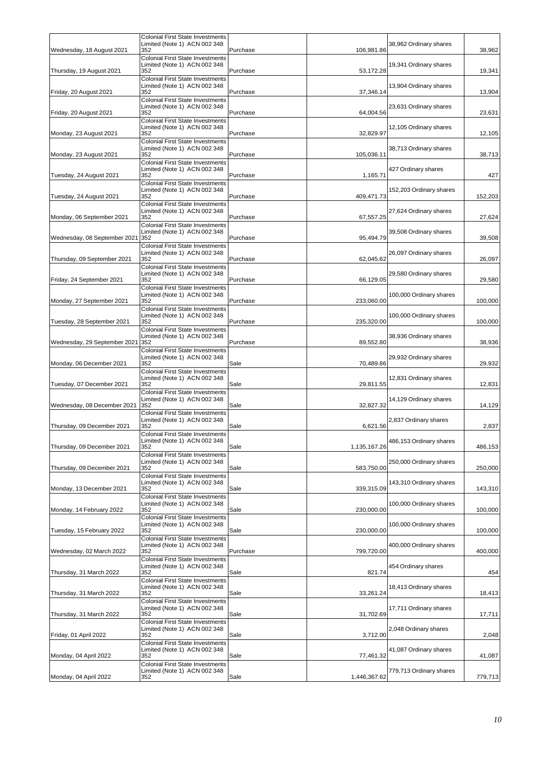| | | | | | |
|---|---|---|---|---|---|
| Wednesday, 18 August 2021 | Colonial First State Investments Limited (Note 1) ACN 002 348 352 | Purchase | 106,981.86 | 38,962 Ordinary shares | 38,962 |
| Thursday, 19 August 2021 | Colonial First State Investments Limited (Note 1) ACN 002 348 352 | Purchase | 53,172.28 | 19,341 Ordinary shares | 19,341 |
| Friday, 20 August 2021 | Colonial First State Investments Limited (Note 1) ACN 002 348 352 | Purchase | 37,346.14 | 13,904 Ordinary shares | 13,904 |
| Friday, 20 August 2021 | Colonial First State Investments Limited (Note 1) ACN 002 348 352 | Purchase | 64,004.56 | 23,631 Ordinary shares | 23,631 |
| Monday, 23 August 2021 | Colonial First State Investments Limited (Note 1) ACN 002 348 352 | Purchase | 32,829.97 | 12,105 Ordinary shares | 12,105 |
| Monday, 23 August 2021 | Colonial First State Investments Limited (Note 1) ACN 002 348 352 | Purchase | 105,036.11 | 38,713 Ordinary shares | 38,713 |
| Tuesday, 24 August 2021 | Colonial First State Investments Limited (Note 1) ACN 002 348 352 | Purchase | 1,165.71 | 427 Ordinary shares | 427 |
| Tuesday, 24 August 2021 | Colonial First State Investments Limited (Note 1) ACN 002 348 352 | Purchase | 409,471.73 | 152,203 Ordinary shares | 152,203 |
| Monday, 06 September 2021 | Colonial First State Investments Limited (Note 1) ACN 002 348 352 | Purchase | 67,557.25 | 27,624 Ordinary shares | 27,624 |
| Wednesday, 08 September 2021 | Colonial First State Investments Limited (Note 1) ACN 002 348 352 | Purchase | 95,494.79 | 39,508 Ordinary shares | 39,508 |
| Thursday, 09 September 2021 | Colonial First State Investments Limited (Note 1) ACN 002 348 352 | Purchase | 62,045.62 | 26,097 Ordinary shares | 26,097 |
| Friday, 24 September 2021 | Colonial First State Investments Limited (Note 1) ACN 002 348 352 | Purchase | 66,129.05 | 29,580 Ordinary shares | 29,580 |
| Monday, 27 September 2021 | Colonial First State Investments Limited (Note 1) ACN 002 348 352 | Purchase | 233,060.00 | 100,000 Ordinary shares | 100,000 |
| Tuesday, 28 September 2021 | Colonial First State Investments Limited (Note 1) ACN 002 348 352 | Purchase | 235,320.00 | 100,000 Ordinary shares | 100,000 |
| Wednesday, 29 September 2021 | Colonial First State Investments Limited (Note 1) ACN 002 348 352 | Purchase | 89,552.80 | 38,936 Ordinary shares | 38,936 |
| Monday, 06 December 2021 | Colonial First State Investments Limited (Note 1) ACN 002 348 352 | Sale | 70,489.86 | 29,932 Ordinary shares | 29,932 |
| Tuesday, 07 December 2021 | Colonial First State Investments Limited (Note 1) ACN 002 348 352 | Sale | 29,811.55 | 12,831 Ordinary shares | 12,831 |
| Wednesday, 08 December 2021 | Colonial First State Investments Limited (Note 1) ACN 002 348 352 | Sale | 32,827.32 | 14,129 Ordinary shares | 14,129 |
| Thursday, 09 December 2021 | Colonial First State Investments Limited (Note 1) ACN 002 348 352 | Sale | 6,621.56 | 2,837 Ordinary shares | 2,837 |
| Thursday, 09 December 2021 | Colonial First State Investments Limited (Note 1) ACN 002 348 352 | Sale | 1,135,167.26 | 486,153 Ordinary shares | 486,153 |
| Thursday, 09 December 2021 | Colonial First State Investments Limited (Note 1) ACN 002 348 352 | Sale | 583,750.00 | 250,000 Ordinary shares | 250,000 |
| Monday, 13 December 2021 | Colonial First State Investments Limited (Note 1) ACN 002 348 352 | Sale | 339,315.09 | 143,310 Ordinary shares | 143,310 |
| Monday, 14 February 2022 | Colonial First State Investments Limited (Note 1) ACN 002 348 352 | Sale | 230,000.00 | 100,000 Ordinary shares | 100,000 |
| Tuesday, 15 February 2022 | Colonial First State Investments Limited (Note 1) ACN 002 348 352 | Sale | 230,000.00 | 100,000 Ordinary shares | 100,000 |
| Wednesday, 02 March 2022 | Colonial First State Investments Limited (Note 1) ACN 002 348 352 | Purchase | 799,720.00 | 400,000 Ordinary shares | 400,000 |
| Thursday, 31 March 2022 | Colonial First State Investments Limited (Note 1) ACN 002 348 352 | Sale | 821.74 | 454 Ordinary shares | 454 |
| Thursday, 31 March 2022 | Colonial First State Investments Limited (Note 1) ACN 002 348 352 | Sale | 33,261.24 | 18,413 Ordinary shares | 18,413 |
| Thursday, 31 March 2022 | Colonial First State Investments Limited (Note 1) ACN 002 348 352 | Sale | 31,702.69 | 17,711 Ordinary shares | 17,711 |
| Friday, 01 April 2022 | Colonial First State Investments Limited (Note 1) ACN 002 348 352 | Sale | 3,712.00 | 2,048 Ordinary shares | 2,048 |
| Monday, 04 April 2022 | Colonial First State Investments Limited (Note 1) ACN 002 348 352 | Sale | 77,461.32 | 41,087 Ordinary shares | 41,087 |
| Monday, 04 April 2022 | Colonial First State Investments Limited (Note 1) ACN 002 348 352 | Sale | 1,446,367.62 | 779,713 Ordinary shares | 779,713 |